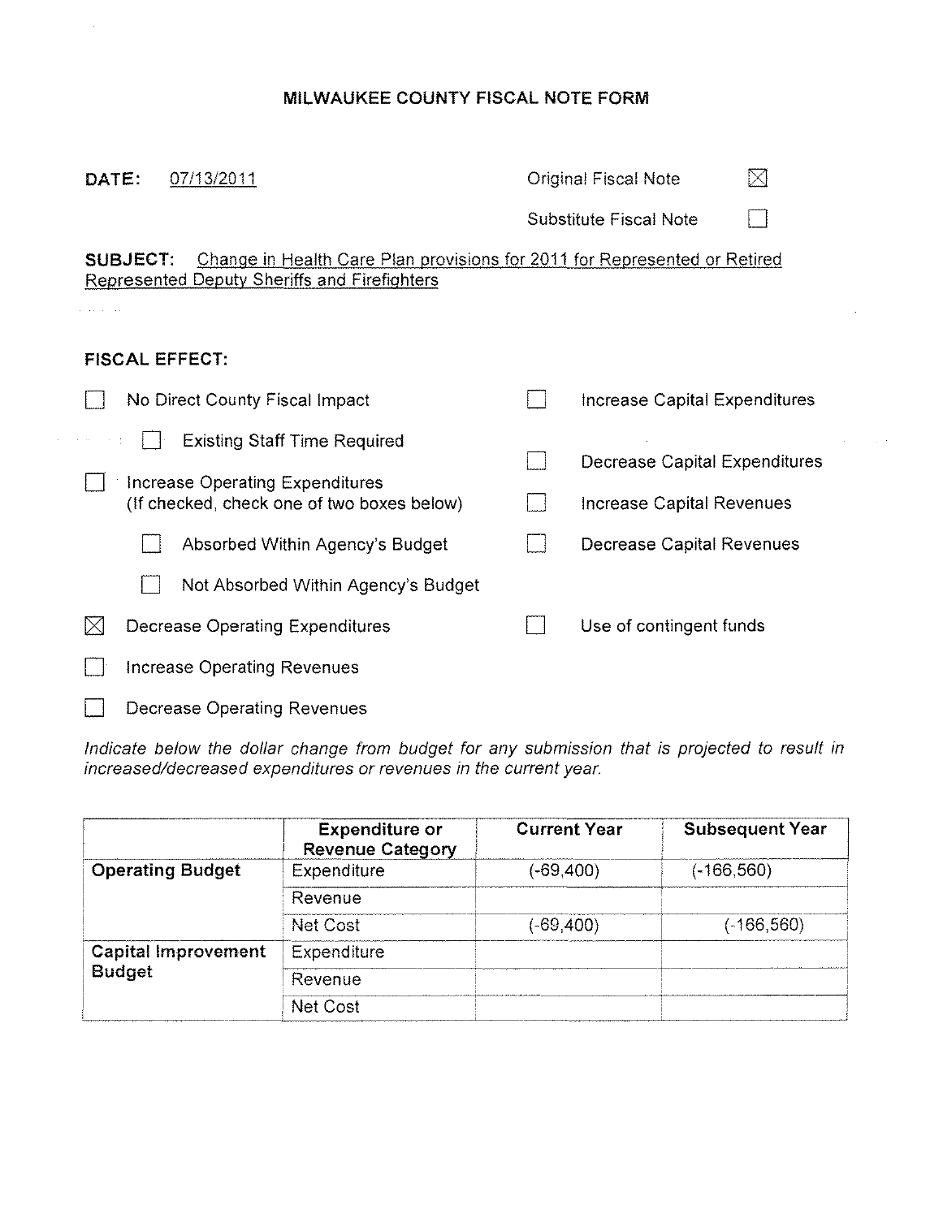# MILWAUKEE COUNTY FISCAL NOTE FORM

**DATE:** 07/13/2011

Original Fiscal Note ☒

Substitute Fiscal Note ☐

**SUBJECT:** Change in Health Care Plan provisions for 2011 for Represented or Retired Represented Deputy Sheriffs and Firefighters

**FISCAL EFFECT:**

- ☐ No Direct County Fiscal Impact
  - ☐ Existing Staff Time Required
- ☐ Increase Operating Expenditures (If checked, check one of two boxes below)
  - ☐ Absorbed Within Agency's Budget
  - ☐ Not Absorbed Within Agency's Budget
- ☒ Decrease Operating Expenditures
- ☐ Increase Operating Revenues
- ☐ Decrease Operating Revenues
- ☐ Increase Capital Expenditures
- ☐ Decrease Capital Expenditures
- ☐ Increase Capital Revenues
- ☐ Decrease Capital Revenues
- ☐ Use of contingent funds

*Indicate below the dollar change from budget for any submission that is projected to result in increased/decreased expenditures or revenues in the current year.*

| | Expenditure or Revenue Category | Current Year | Subsequent Year |
|---|---|---|---|
| **Operating Budget** | Expenditure | (-69,400) | (-166,560) |
| | Revenue | | |
| | Net Cost | (-69,400) | (-166,560) |
| **Capital Improvement Budget** | Expenditure | | |
| | Revenue | | |
| | Net Cost | | |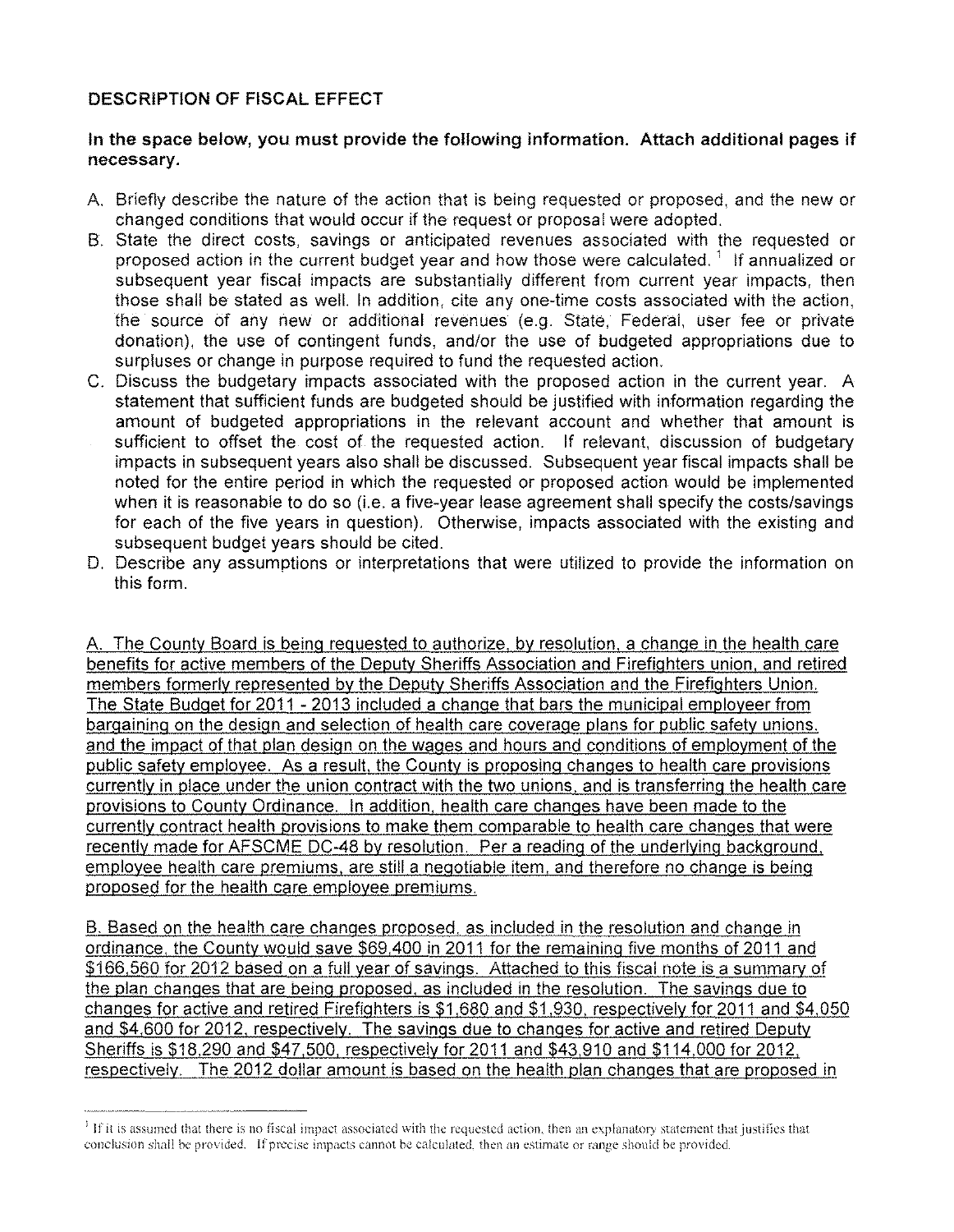## DESCRIPTION OF FISCAL EFFECT

**In the space below, you must provide the following information. Attach additional pages if necessary.**

A. Briefly describe the nature of the action that is being requested or proposed, and the new or changed conditions that would occur if the request or proposal were adopted.

B. State the direct costs, savings or anticipated revenues associated with the requested or proposed action in the current budget year and how those were calculated. [1] If annualized or subsequent year fiscal impacts are substantially different from current year impacts, then those shall be stated as well. In addition, cite any one-time costs associated with the action, the source of any new or additional revenues (e.g. State, Federal, user fee or private donation), the use of contingent funds, and/or the use of budgeted appropriations due to surpluses or change in purpose required to fund the requested action.

C. Discuss the budgetary impacts associated with the proposed action in the current year. A statement that sufficient funds are budgeted should be justified with information regarding the amount of budgeted appropriations in the relevant account and whether that amount is sufficient to offset the cost of the requested action. If relevant, discussion of budgetary impacts in subsequent years also shall be discussed. Subsequent year fiscal impacts shall be noted for the entire period in which the requested or proposed action would be implemented when it is reasonable to do so (i.e. a five-year lease agreement shall specify the costs/savings for each of the five years in question). Otherwise, impacts associated with the existing and subsequent budget years should be cited.

D. Describe any assumptions or interpretations that were utilized to provide the information on this form.

A. The County Board is being requested to authorize, by resolution, a change in the health care benefits for active members of the Deputy Sheriffs Association and Firefighters union, and retired members formerly represented by the Deputy Sheriffs Association and the Firefighters Union. The State Budget for 2011 - 2013 included a change that bars the municipal employeer from bargaining on the design and selection of health care coverage plans for public safety unions, and the impact of that plan design on the wages and hours and conditions of employment of the public safety employee. As a result, the County is proposing changes to health care provisions currently in place under the union contract with the two unions, and is transferring the health care provisions to County Ordinance. In addition, health care changes have been made to the currently contract health provisions to make them comparable to health care changes that were recently made for AFSCME DC-48 by resolution. Per a reading of the underlying background, employee health care premiums, are still a negotiable item, and therefore no change is being proposed for the health care employee premiums.

B. Based on the health care changes proposed, as included in the resolution and change in ordinance, the County would save $69,400 in 2011 for the remaining five months of 2011 and $166,560 for 2012 based on a full year of savings. Attached to this fiscal note is a summary of the plan changes that are being proposed, as included in the resolution. The savings due to changes for active and retired Firefighters is $1,680 and $1,930, respectively for 2011 and $4,050 and $4,600 for 2012, respectively. The savings due to changes for active and retired Deputy Sheriffs is $18,290 and $47,500, respectively for 2011 and $43,910 and $114,000 for 2012, respectively. The 2012 dollar amount is based on the health plan changes that are proposed in

[1] If it is assumed that there is no fiscal impact associated with the requested action, then an explanatory statement that justifies that conclusion shall be provided. If precise impacts cannot be calculated, then an estimate or range should be provided.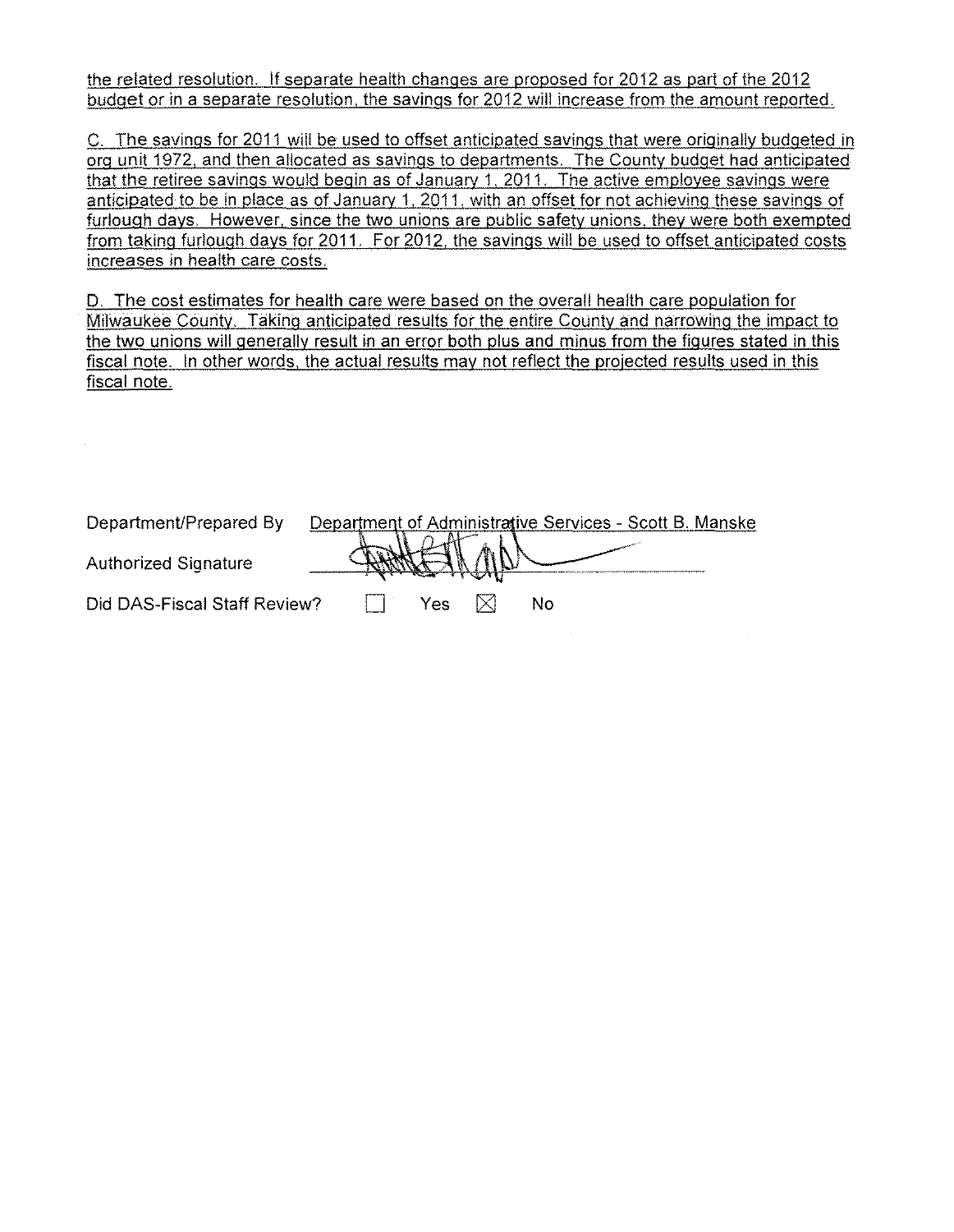the related resolution. If separate health changes are proposed for 2012 as part of the 2012 budget or in a separate resolution, the savings for 2012 will increase from the amount reported.

C. The savings for 2011 will be used to offset anticipated savings that were originally budgeted in org unit 1972, and then allocated as savings to departments. The County budget had anticipated that the retiree savings would begin as of January 1, 2011. The active employee savings were anticipated to be in place as of January 1, 2011, with an offset for not achieving these savings of furlough days. However, since the two unions are public safety unions, they were both exempted from taking furlough days for 2011. For 2012, the savings will be used to offset anticipated costs increases in health care costs.

D. The cost estimates for health care were based on the overall health care population for Milwaukee County. Taking anticipated results for the entire County and narrowing the impact to the two unions will generally result in an error both plus and minus from the figures stated in this fiscal note. In other words, the actual results may not reflect the projected results used in this fiscal note.

Department/Prepared By: Department of Administrative Services - Scott B. Manske

Authorized Signature: [signature]

Did DAS-Fiscal Staff Review? ☐ Yes ☒ No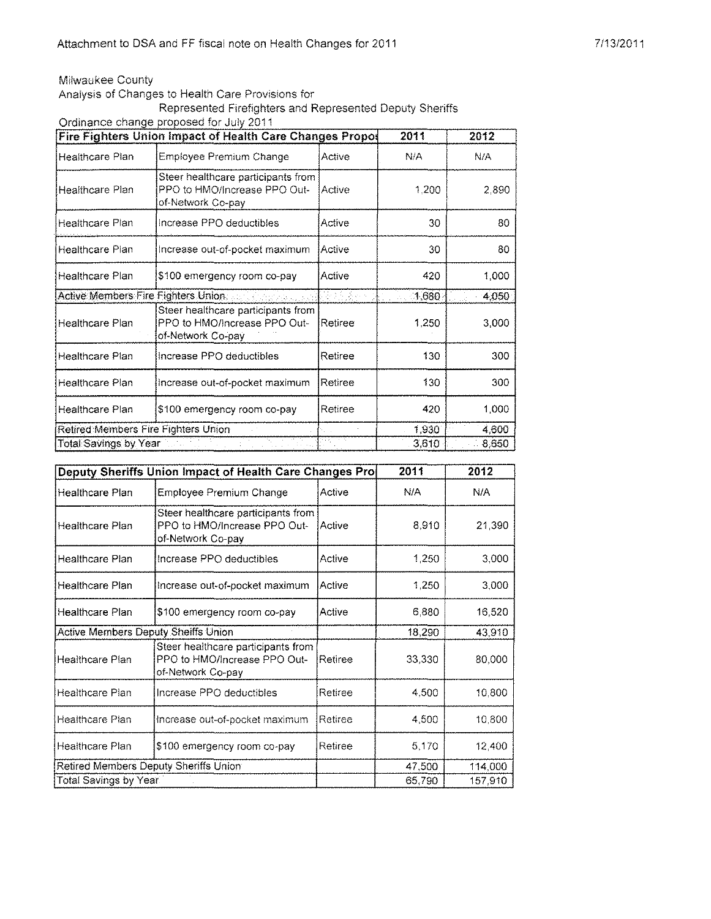Attachment to DSA and FF fiscal note on Health Changes for 2011 7/13/2011

Milwaukee County

Analysis of Changes to Health Care Provisions for

Represented Firefighters and Represented Deputy Sheriffs

Ordinance change proposed for July 2011

| Fire Fighters Union Impact of Health Care Changes Propos | | | 2011 | 2012 |
|---|---|---|---|---|
| Healthcare Plan | Employee Premium Change | Active | N/A | N/A |
| Healthcare Plan | Steer healthcare participants from PPO to HMO/Increase PPO Out-of-Network Co-pay | Active | 1,200 | 2,890 |
| Healthcare Plan | Increase PPO deductibles | Active | 30 | 80 |
| Healthcare Plan | Increase out-of-pocket maximum | Active | 30 | 80 |
| Healthcare Plan | $100 emergency room co-pay | Active | 420 | 1,000 |
| Active Members Fire Fighters Union | | | 1,680 | 4,050 |
| Healthcare Plan | Steer healthcare participants from PPO to HMO/Increase PPO Out-of-Network Co-pay | Retiree | 1,250 | 3,000 |
| Healthcare Plan | Increase PPO deductibles | Retiree | 130 | 300 |
| Healthcare Plan | Increase out-of-pocket maximum | Retiree | 130 | 300 |
| Healthcare Plan | $100 emergency room co-pay | Retiree | 420 | 1,000 |
| Retired Members Fire Fighters Union | | | 1,930 | 4,600 |
| Total Savings by Year | | | 3,610 | 8,650 |

| Deputy Sheriffs Union Impact of Health Care Changes Pro | | | 2011 | 2012 |
|---|---|---|---|---|
| Healthcare Plan | Employee Premium Change | Active | N/A | N/A |
| Healthcare Plan | Steer healthcare participants from PPO to HMO/Increase PPO Out-of-Network Co-pay | Active | 8,910 | 21,390 |
| Healthcare Plan | Increase PPO deductibles | Active | 1,250 | 3,000 |
| Healthcare Plan | Increase out-of-pocket maximum | Active | 1,250 | 3,000 |
| Healthcare Plan | $100 emergency room co-pay | Active | 6,880 | 16,520 |
| Active Members Deputy Sheiffs Union | | | 18,290 | 43,910 |
| Healthcare Plan | Steer healthcare participants from PPO to HMO/Increase PPO Out-of-Network Co-pay | Retiree | 33,330 | 80,000 |
| Healthcare Plan | Increase PPO deductibles | Retiree | 4,500 | 10,800 |
| Healthcare Plan | Increase out-of-pocket maximum | Retiree | 4,500 | 10,800 |
| Healthcare Plan | $100 emergency room co-pay | Retiree | 5,170 | 12,400 |
| Retired Members Deputy Sheriffs Union | | | 47,500 | 114,000 |
| Total Savings by Year | | | 65,790 | 157,910 |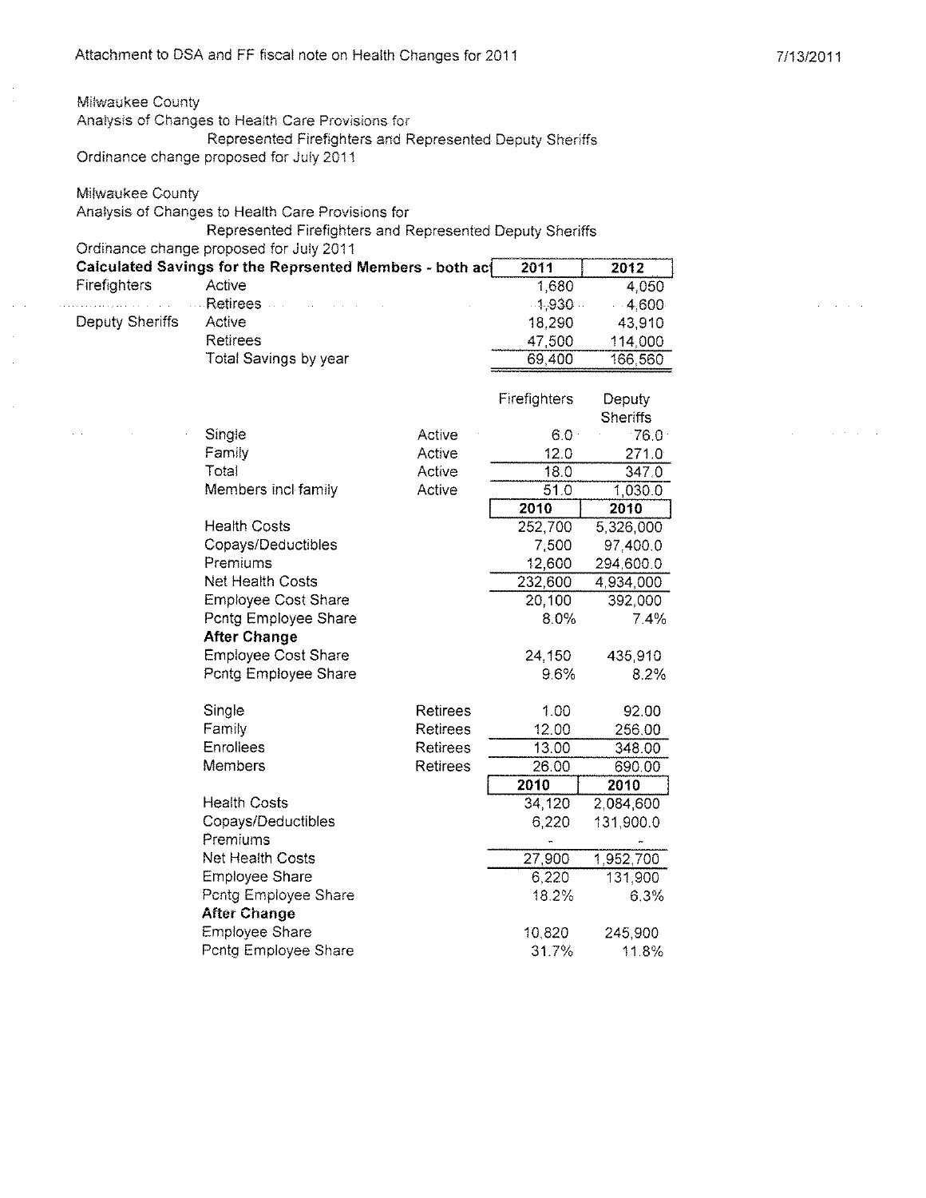Attachment to DSA and FF fiscal note on Health Changes for 2011

7/13/2011

Milwaukee County
Analysis of Changes to Health Care Provisions for
Represented Firefighters and Represented Deputy Sheriffs
Ordinance change proposed for July 2011

Milwaukee County
Analysis of Changes to Health Care Provisions for
Represented Firefighters and Represented Deputy Sheriffs
Ordinance change proposed for July 2011

| Calculated Savings for the Reprsented Members - both ac | | 2011 | 2012 |
|---|---|---|---|
| Firefighters | Active | 1,680 | 4,050 |
| | Retirees | 1,930 | 4,600 |
| Deputy Sheriffs | Active | 18,290 | 43,910 |
| | Retirees | 47,500 | 114,000 |
| | Total Savings by year | 69,400 | 166,560 |

| | | Firefighters | Deputy Sheriffs |
|---|---|---|---|
| Single | Active | 6.0 | 76.0 |
| Family | Active | 12.0 | 271.0 |
| Total | Active | 18.0 | 347.0 |
| Members incl family | Active | 51.0 | 1,030.0 |
| | | 2010 | 2010 |
| Health Costs | | 252,700 | 5,326,000 |
| Copays/Deductibles | | 7,500 | 97,400.0 |
| Premiums | | 12,600 | 294,600.0 |
| Net Health Costs | | 232,600 | 4,934,000 |
| Employee Cost Share | | 20,100 | 392,000 |
| Pcntg Employee Share | | 8.0% | 7.4% |
| **After Change** | | | |
| Employee Cost Share | | 24,150 | 435,910 |
| Pcntg Employee Share | | 9.6% | 8.2% |

| | | Firefighters | Deputy Sheriffs |
|---|---|---|---|
| Single | Retirees | 1.00 | 92.00 |
| Family | Retirees | 12.00 | 256.00 |
| Enrollees | Retirees | 13.00 | 348.00 |
| Members | Retirees | 26.00 | 690.00 |
| | | 2010 | 2010 |
| Health Costs | | 34,120 | 2,084,600 |
| Copays/Deductibles | | 6,220 | 131,900.0 |
| Premiums | | - | - |
| Net Health Costs | | 27,900 | 1,952,700 |
| Employee Share | | 6,220 | 131,900 |
| Pcntg Employee Share | | 18.2% | 6.3% |
| **After Change** | | | |
| Employee Share | | 10,820 | 245,900 |
| Pcntg Employee Share | | 31.7% | 11.8% |